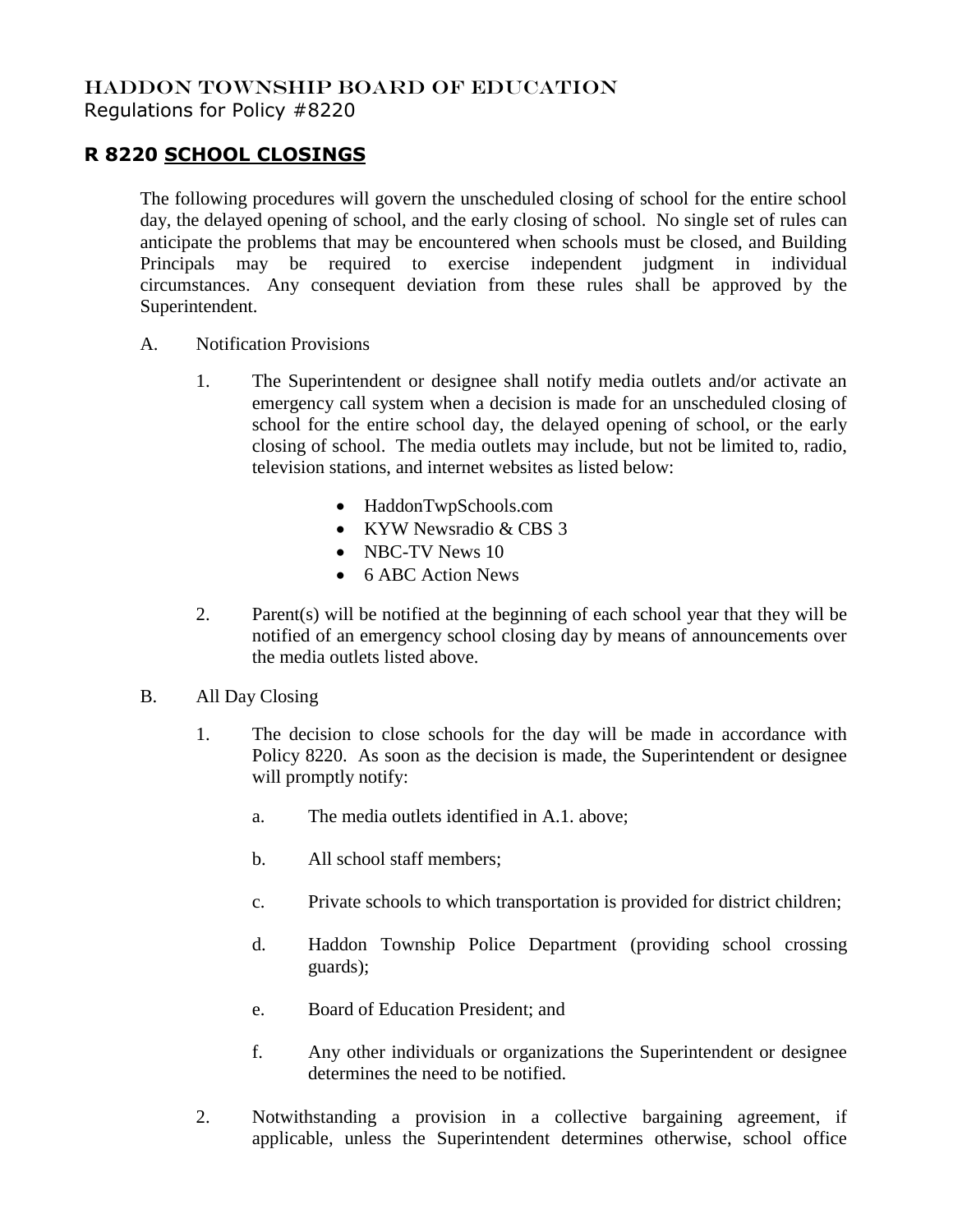HADDON TOWNSHIP BOARD OF EDUCATION
Regulations for Policy #8220

## R 8220 SCHOOL CLOSINGS

The following procedures will govern the unscheduled closing of school for the entire school day, the delayed opening of school, and the early closing of school. No single set of rules can anticipate the problems that may be encountered when schools must be closed, and Building Principals may be required to exercise independent judgment in individual circumstances. Any consequent deviation from these rules shall be approved by the Superintendent.

A. Notification Provisions

1. The Superintendent or designee shall notify media outlets and/or activate an emergency call system when a decision is made for an unscheduled closing of school for the entire school day, the delayed opening of school, or the early closing of school. The media outlets may include, but not be limited to, radio, television stations, and internet websites as listed below:

   - HaddonTwpSchools.com
   - KYW Newsradio & CBS 3
   - NBC-TV News 10
   - 6 ABC Action News

2. Parent(s) will be notified at the beginning of each school year that they will be notified of an emergency school closing day by means of announcements over the media outlets listed above.

B. All Day Closing

1. The decision to close schools for the day will be made in accordance with Policy 8220. As soon as the decision is made, the Superintendent or designee will promptly notify:

   a. The media outlets identified in A.1. above;

   b. All school staff members;

   c. Private schools to which transportation is provided for district children;

   d. Haddon Township Police Department (providing school crossing guards);

   e. Board of Education President; and

   f. Any other individuals or organizations the Superintendent or designee determines the need to be notified.

2. Notwithstanding a provision in a collective bargaining agreement, if applicable, unless the Superintendent determines otherwise, school office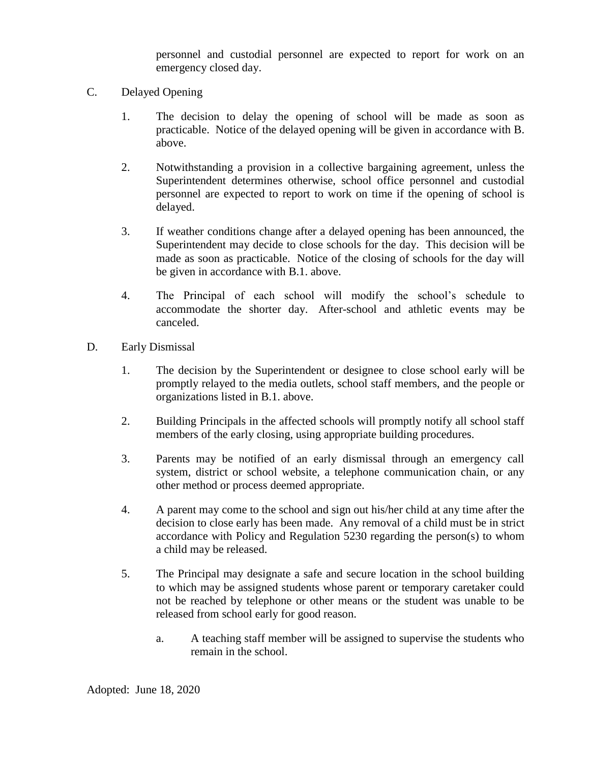personnel and custodial personnel are expected to report for work on an emergency closed day.

C. Delayed Opening

1. The decision to delay the opening of school will be made as soon as practicable. Notice of the delayed opening will be given in accordance with B. above.

2. Notwithstanding a provision in a collective bargaining agreement, unless the Superintendent determines otherwise, school office personnel and custodial personnel are expected to report to work on time if the opening of school is delayed.

3. If weather conditions change after a delayed opening has been announced, the Superintendent may decide to close schools for the day. This decision will be made as soon as practicable. Notice of the closing of schools for the day will be given in accordance with B.1. above.

4. The Principal of each school will modify the school's schedule to accommodate the shorter day. After-school and athletic events may be canceled.

D. Early Dismissal

1. The decision by the Superintendent or designee to close school early will be promptly relayed to the media outlets, school staff members, and the people or organizations listed in B.1. above.

2. Building Principals in the affected schools will promptly notify all school staff members of the early closing, using appropriate building procedures.

3. Parents may be notified of an early dismissal through an emergency call system, district or school website, a telephone communication chain, or any other method or process deemed appropriate.

4. A parent may come to the school and sign out his/her child at any time after the decision to close early has been made. Any removal of a child must be in strict accordance with Policy and Regulation 5230 regarding the person(s) to whom a child may be released.

5. The Principal may designate a safe and secure location in the school building to which may be assigned students whose parent or temporary caretaker could not be reached by telephone or other means or the student was unable to be released from school early for good reason.

   a. A teaching staff member will be assigned to supervise the students who remain in the school.

Adopted: June 18, 2020